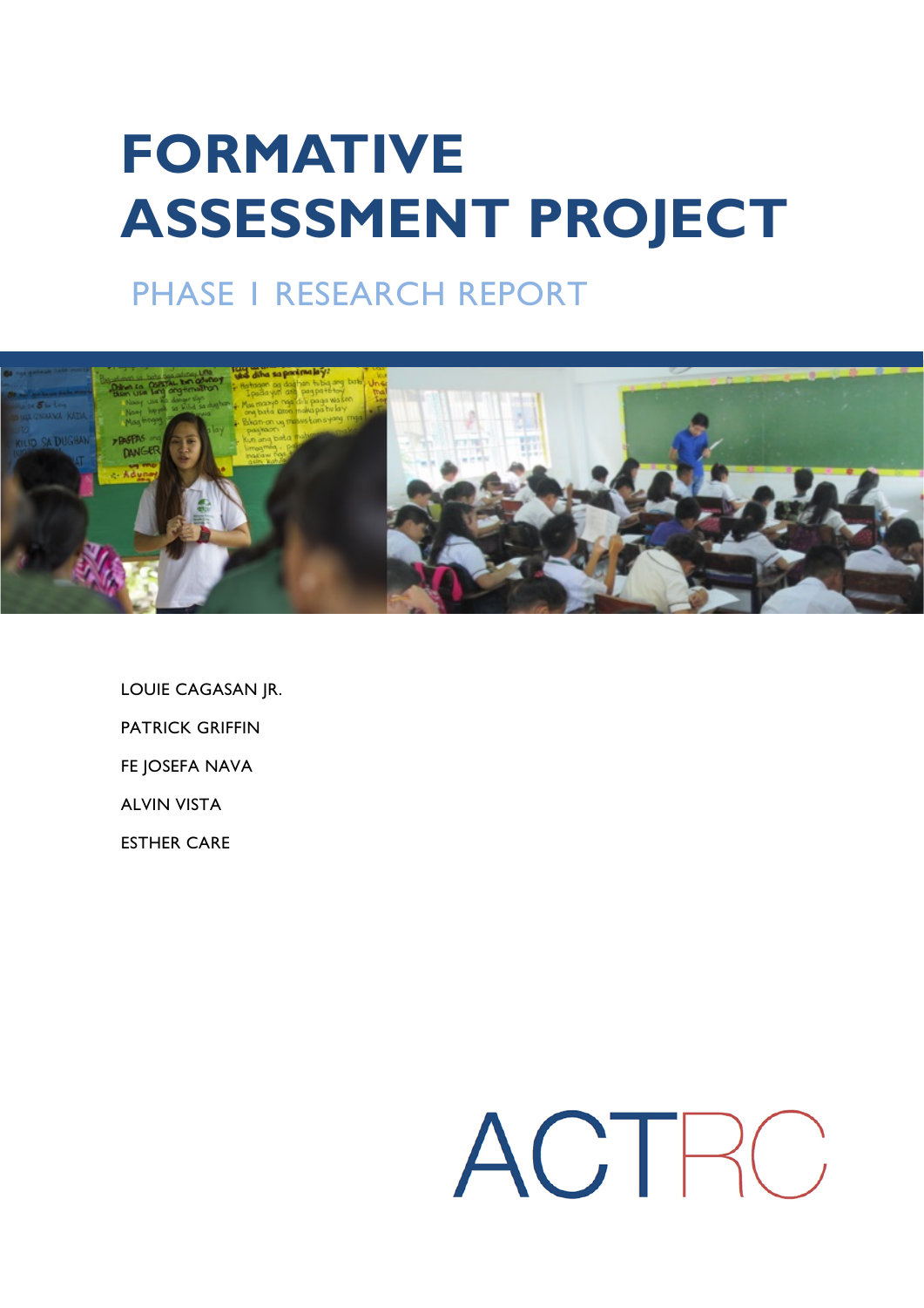# FORMATIVE ASSESSMENT PROJECT

## PHASE 1 RESEARCH REPORT

LOUIE CAGASAN JR.

PATRICK GRIFFIN

FE JOSEFA NAVA

ALVIN VISTA

ESTHER CARE

ACTRC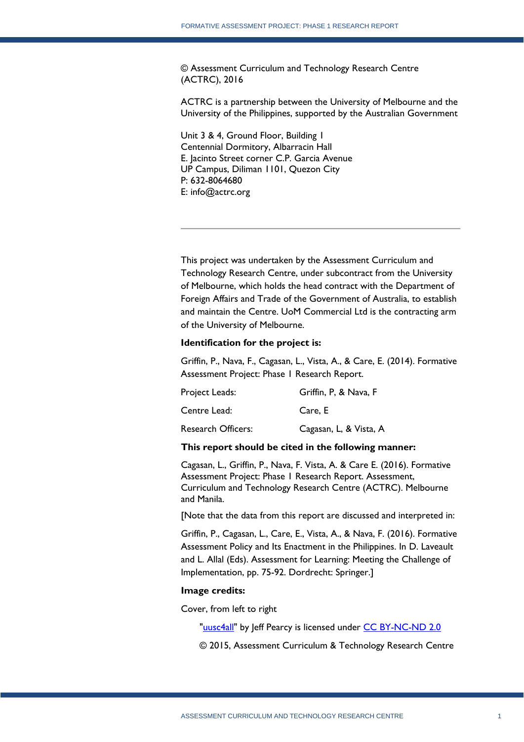© Assessment Curriculum and Technology Research Centre (ACTRC), 2016

ACTRC is a partnership between the University of Melbourne and the University of the Philippines, supported by the Australian Government

Unit 3 & 4, Ground Floor, Building I  
Centennial Dormitory, Albarracin Hall  
E. Jacinto Street corner C.P. Garcia Avenue  
UP Campus, Diliman 1101, Quezon City  
P: 632-8064680  
E: info@actrc.org

---

This project was undertaken by the Assessment Curriculum and Technology Research Centre, under subcontract from the University of Melbourne, which holds the head contract with the Department of Foreign Affairs and Trade of the Government of Australia, to establish and maintain the Centre. UoM Commercial Ltd is the contracting arm of the University of Melbourne.

**Identification for the project is:**

Griffin, P., Nava, F., Cagasan, L., Vista, A., & Care, E. (2014). Formative Assessment Project: Phase I Research Report.

| | |
|---|---|
| Project Leads: | Griffin, P, & Nava, F |
| Centre Lead: | Care, E |
| Research Officers: | Cagasan, L, & Vista, A |

**This report should be cited in the following manner:**

Cagasan, L., Griffin, P., Nava, F. Vista, A. & Care E. (2016). Formative Assessment Project: Phase I Research Report. Assessment, Curriculum and Technology Research Centre (ACTRC). Melbourne and Manila.

[Note that the data from this report are discussed and interpreted in:

Griffin, P., Cagasan, L., Care, E., Vista, A., & Nava, F. (2016). Formative Assessment Policy and Its Enactment in the Philippines. In D. Laveault and L. Allal (Eds). Assessment for Learning: Meeting the Challenge of Implementation, pp. 75-92. Dordrecht: Springer.]

**Image credits:**

Cover, from left to right

"uusc4all" by Jeff Pearcy is licensed under CC BY-NC-ND 2.0

© 2015, Assessment Curriculum & Technology Research Centre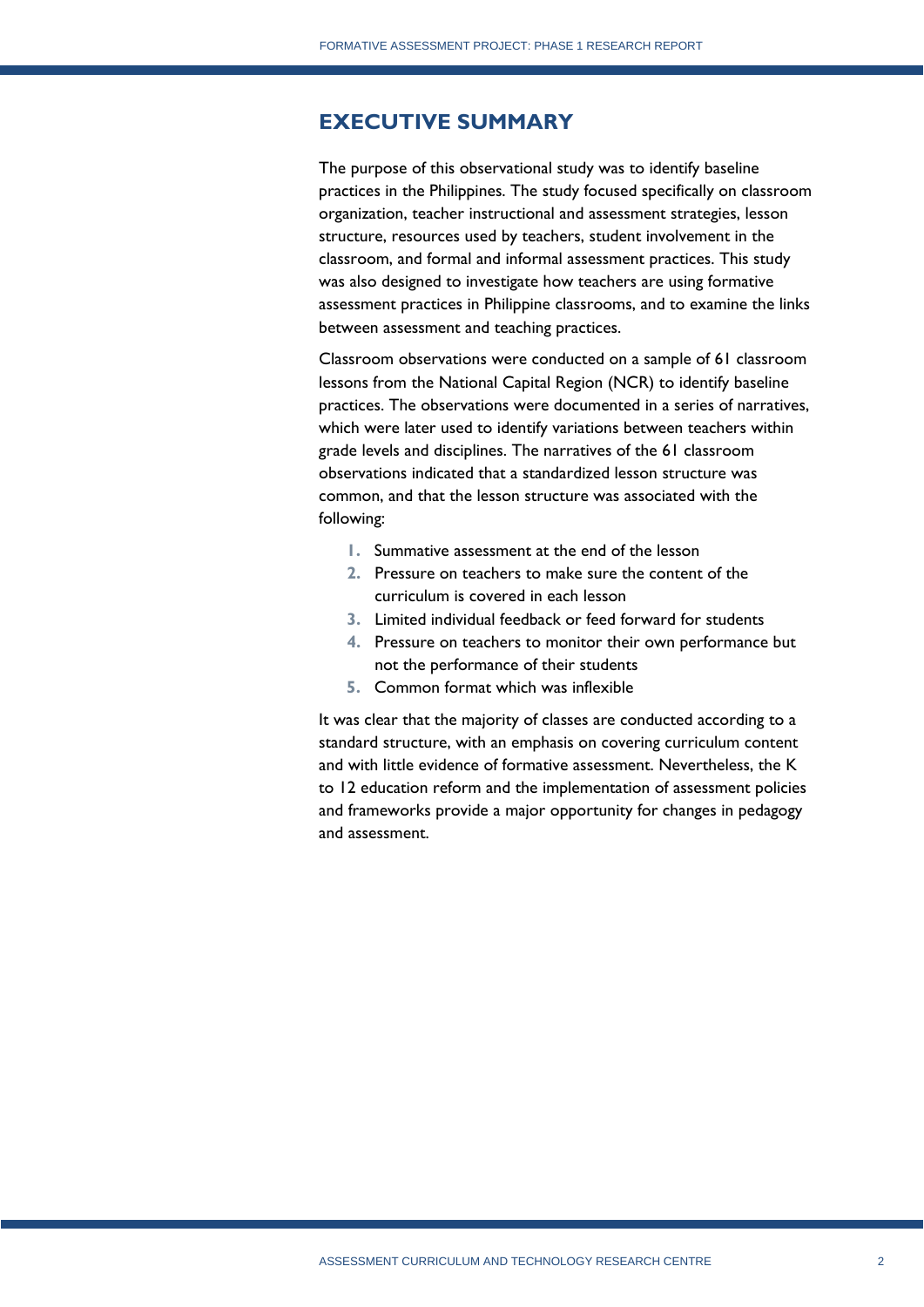# EXECUTIVE SUMMARY

The purpose of this observational study was to identify baseline practices in the Philippines. The study focused specifically on classroom organization, teacher instructional and assessment strategies, lesson structure, resources used by teachers, student involvement in the classroom, and formal and informal assessment practices. This study was also designed to investigate how teachers are using formative assessment practices in Philippine classrooms, and to examine the links between assessment and teaching practices.

Classroom observations were conducted on a sample of 61 classroom lessons from the National Capital Region (NCR) to identify baseline practices. The observations were documented in a series of narratives, which were later used to identify variations between teachers within grade levels and disciplines. The narratives of the 61 classroom observations indicated that a standardized lesson structure was common, and that the lesson structure was associated with the following:

1. Summative assessment at the end of the lesson
2. Pressure on teachers to make sure the content of the curriculum is covered in each lesson
3. Limited individual feedback or feed forward for students
4. Pressure on teachers to monitor their own performance but not the performance of their students
5. Common format which was inflexible

It was clear that the majority of classes are conducted according to a standard structure, with an emphasis on covering curriculum content and with little evidence of formative assessment. Nevertheless, the K to 12 education reform and the implementation of assessment policies and frameworks provide a major opportunity for changes in pedagogy and assessment.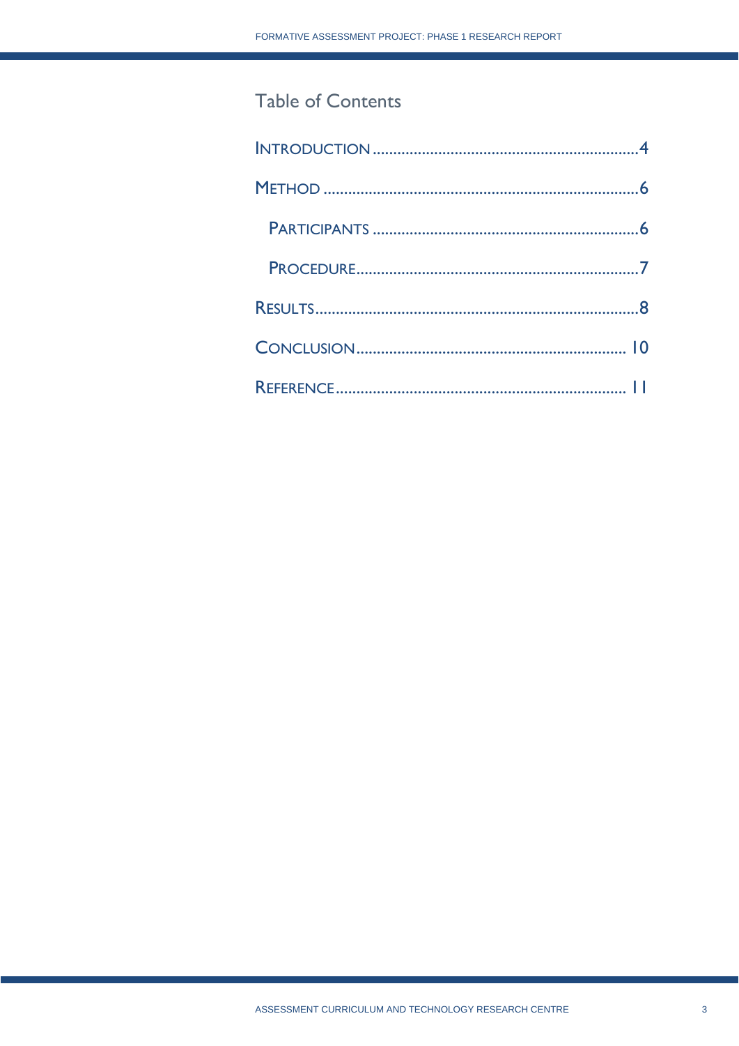# Table of Contents

INTRODUCTION .......................................................................4

METHOD ...............................................................................6

  PARTICIPANTS ....................................................................6

  PROCEDURE.........................................................................7

RESULTS................................................................................8

CONCLUSION ......................................................................10

REFERENCE .........................................................................11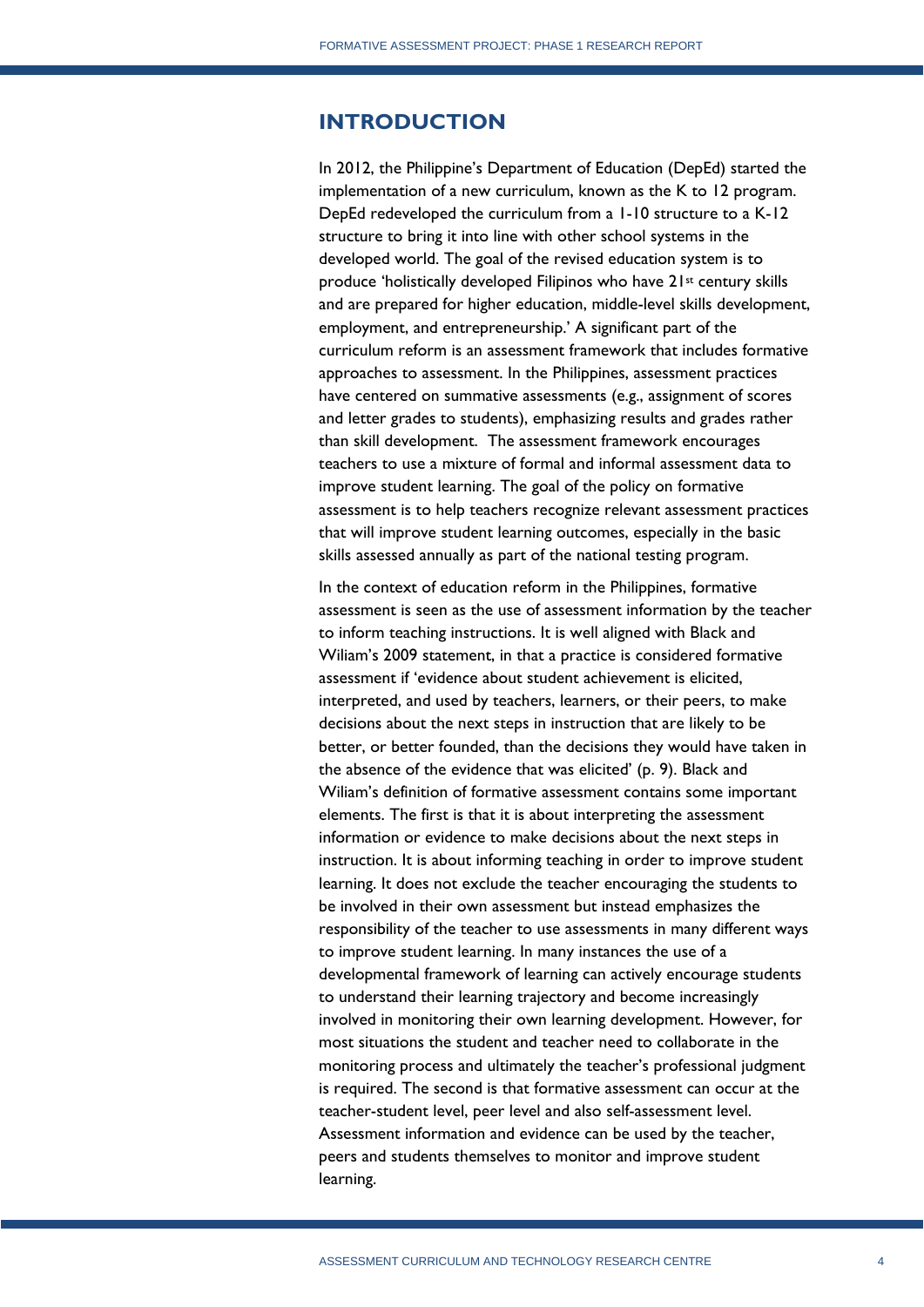# INTRODUCTION

In 2012, the Philippine's Department of Education (DepEd) started the implementation of a new curriculum, known as the K to 12 program. DepEd redeveloped the curriculum from a 1-10 structure to a K-12 structure to bring it into line with other school systems in the developed world. The goal of the revised education system is to produce 'holistically developed Filipinos who have 21st century skills and are prepared for higher education, middle-level skills development, employment, and entrepreneurship.' A significant part of the curriculum reform is an assessment framework that includes formative approaches to assessment. In the Philippines, assessment practices have centered on summative assessments (e.g., assignment of scores and letter grades to students), emphasizing results and grades rather than skill development. The assessment framework encourages teachers to use a mixture of formal and informal assessment data to improve student learning. The goal of the policy on formative assessment is to help teachers recognize relevant assessment practices that will improve student learning outcomes, especially in the basic skills assessed annually as part of the national testing program.

In the context of education reform in the Philippines, formative assessment is seen as the use of assessment information by the teacher to inform teaching instructions. It is well aligned with Black and Wiliam's 2009 statement, in that a practice is considered formative assessment if 'evidence about student achievement is elicited, interpreted, and used by teachers, learners, or their peers, to make decisions about the next steps in instruction that are likely to be better, or better founded, than the decisions they would have taken in the absence of the evidence that was elicited' (p. 9). Black and Wiliam's definition of formative assessment contains some important elements. The first is that it is about interpreting the assessment information or evidence to make decisions about the next steps in instruction. It is about informing teaching in order to improve student learning. It does not exclude the teacher encouraging the students to be involved in their own assessment but instead emphasizes the responsibility of the teacher to use assessments in many different ways to improve student learning. In many instances the use of a developmental framework of learning can actively encourage students to understand their learning trajectory and become increasingly involved in monitoring their own learning development. However, for most situations the student and teacher need to collaborate in the monitoring process and ultimately the teacher's professional judgment is required. The second is that formative assessment can occur at the teacher-student level, peer level and also self-assessment level. Assessment information and evidence can be used by the teacher, peers and students themselves to monitor and improve student learning.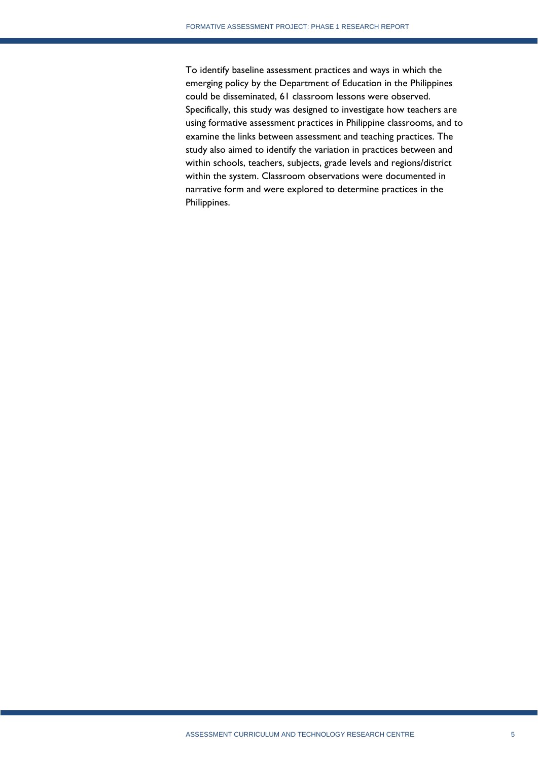To identify baseline assessment practices and ways in which the emerging policy by the Department of Education in the Philippines could be disseminated, 61 classroom lessons were observed. Specifically, this study was designed to investigate how teachers are using formative assessment practices in Philippine classrooms, and to examine the links between assessment and teaching practices. The study also aimed to identify the variation in practices between and within schools, teachers, subjects, grade levels and regions/district within the system. Classroom observations were documented in narrative form and were explored to determine practices in the Philippines.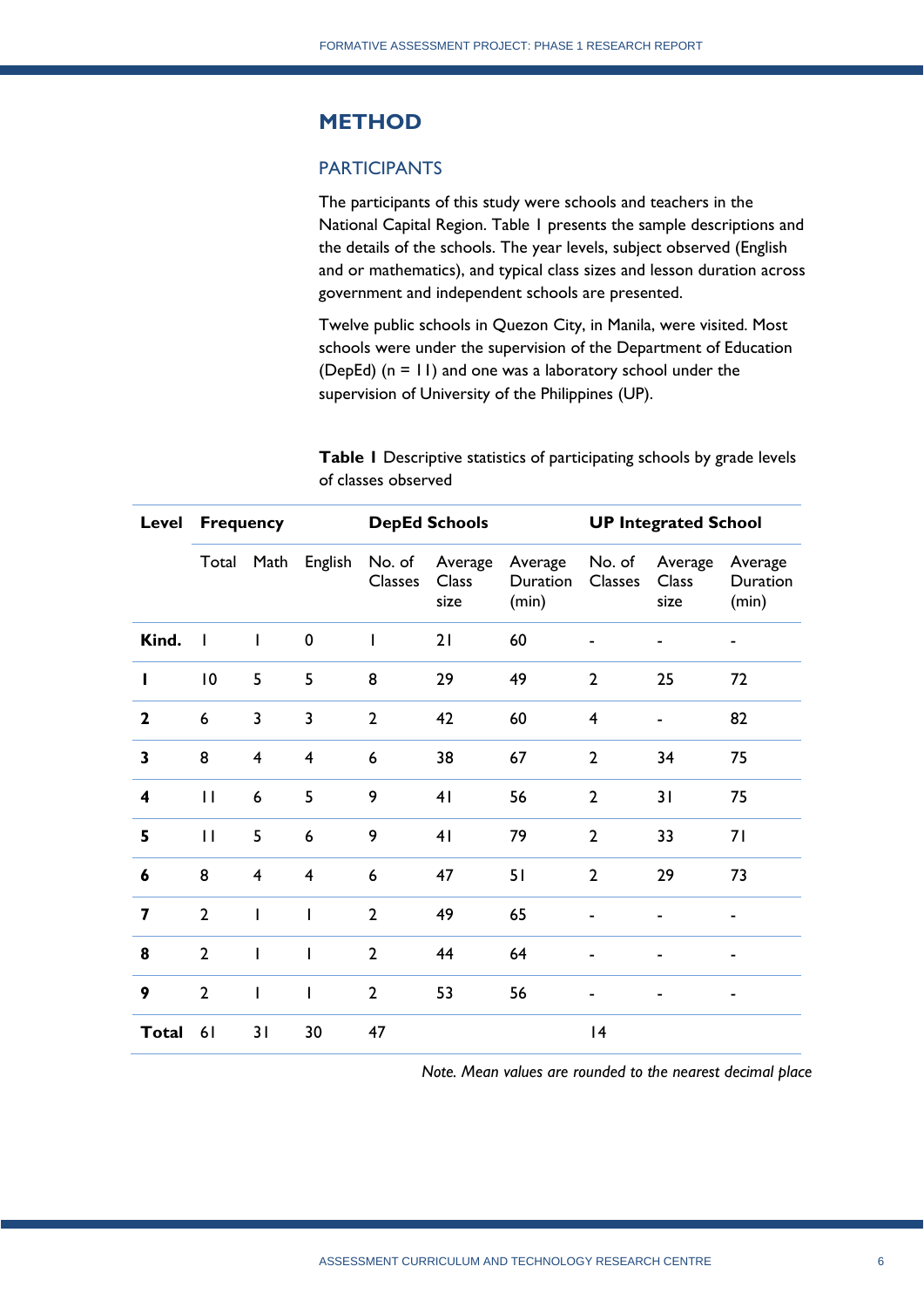# METHOD

## PARTICIPANTS

The participants of this study were schools and teachers in the National Capital Region. Table 1 presents the sample descriptions and the details of the schools. The year levels, subject observed (English and or mathematics), and typical class sizes and lesson duration across government and independent schools are presented.

Twelve public schools in Quezon City, in Manila, were visited. Most schools were under the supervision of the Department of Education (DepEd) (n = 11) and one was a laboratory school under the supervision of University of the Philippines (UP).

**Table 1** Descriptive statistics of participating schools by grade levels of classes observed

| Level | Frequency | | | DepEd Schools | | | UP Integrated School | | |
|---|---|---|---|---|---|---|---|---|---|
| | Total | Math | English | No. of Classes | Average Class size | Average Duration (min) | No. of Classes | Average Class size | Average Duration (min) |
| **Kind.** | 1 | 1 | 0 | 1 | 21 | 60 | - | - | - |
| **1** | 10 | 5 | 5 | 8 | 29 | 49 | 2 | 25 | 72 |
| **2** | 6 | 3 | 3 | 2 | 42 | 60 | 4 | - | 82 |
| **3** | 8 | 4 | 4 | 6 | 38 | 67 | 2 | 34 | 75 |
| **4** | 11 | 6 | 5 | 9 | 41 | 56 | 2 | 31 | 75 |
| **5** | 11 | 5 | 6 | 9 | 41 | 79 | 2 | 33 | 71 |
| **6** | 8 | 4 | 4 | 6 | 47 | 51 | 2 | 29 | 73 |
| **7** | 2 | 1 | 1 | 2 | 49 | 65 | - | - | - |
| **8** | 2 | 1 | 1 | 2 | 44 | 64 | - | - | - |
| **9** | 2 | 1 | 1 | 2 | 53 | 56 | - | - | - |
| **Total** | 61 | 31 | 30 | 47 | | | 14 | | |

*Note. Mean values are rounded to the nearest decimal place*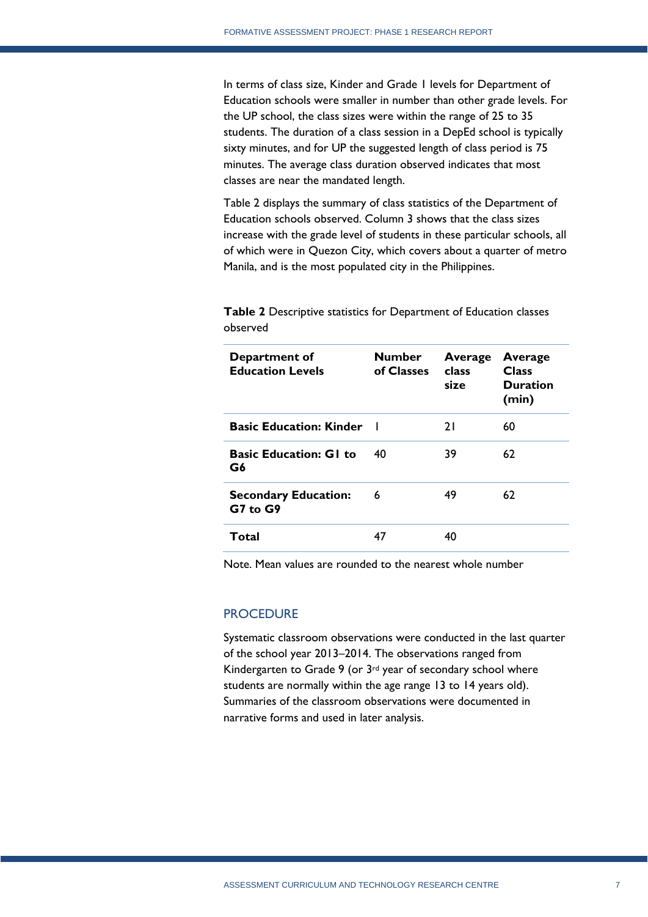In terms of class size, Kinder and Grade 1 levels for Department of Education schools were smaller in number than other grade levels. For the UP school, the class sizes were within the range of 25 to 35 students. The duration of a class session in a DepEd school is typically sixty minutes, and for UP the suggested length of class period is 75 minutes. The average class duration observed indicates that most classes are near the mandated length.

Table 2 displays the summary of class statistics of the Department of Education schools observed. Column 3 shows that the class sizes increase with the grade level of students in these particular schools, all of which were in Quezon City, which covers about a quarter of metro Manila, and is the most populated city in the Philippines.

**Table 2** Descriptive statistics for Department of Education classes observed

| Department of Education Levels | Number of Classes | Average class size | Average Class Duration (min) |
|---|---|---|---|
| **Basic Education: Kinder** | 1 | 21 | 60 |
| **Basic Education: G1 to G6** | 40 | 39 | 62 |
| **Secondary Education: G7 to G9** | 6 | 49 | 62 |
| **Total** | 47 | 40 | |

Note. Mean values are rounded to the nearest whole number

## PROCEDURE

Systematic classroom observations were conducted in the last quarter of the school year 2013–2014. The observations ranged from Kindergarten to Grade 9 (or 3rd year of secondary school where students are normally within the age range 13 to 14 years old). Summaries of the classroom observations were documented in narrative forms and used in later analysis.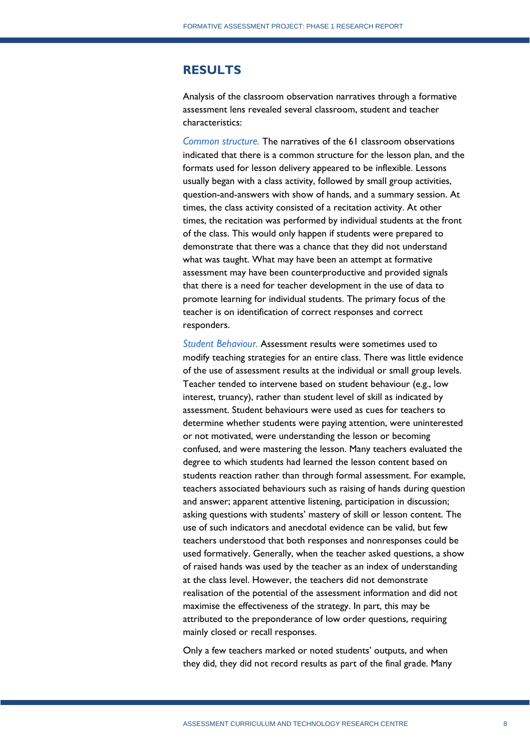## RESULTS

Analysis of the classroom observation narratives through a formative assessment lens revealed several classroom, student and teacher characteristics:

*Common structure.* The narratives of the 61 classroom observations indicated that there is a common structure for the lesson plan, and the formats used for lesson delivery appeared to be inflexible. Lessons usually began with a class activity, followed by small group activities, question-and-answers with show of hands, and a summary session. At times, the class activity consisted of a recitation activity. At other times, the recitation was performed by individual students at the front of the class. This would only happen if students were prepared to demonstrate that there was a chance that they did not understand what was taught. What may have been an attempt at formative assessment may have been counterproductive and provided signals that there is a need for teacher development in the use of data to promote learning for individual students. The primary focus of the teacher is on identification of correct responses and correct responders.

*Student Behaviour.* Assessment results were sometimes used to modify teaching strategies for an entire class. There was little evidence of the use of assessment results at the individual or small group levels. Teacher tended to intervene based on student behaviour (e.g., low interest, truancy), rather than student level of skill as indicated by assessment. Student behaviours were used as cues for teachers to determine whether students were paying attention, were uninterested or not motivated, were understanding the lesson or becoming confused, and were mastering the lesson. Many teachers evaluated the degree to which students had learned the lesson content based on students reaction rather than through formal assessment. For example, teachers associated behaviours such as raising of hands during question and answer; apparent attentive listening, participation in discussion; asking questions with students' mastery of skill or lesson content. The use of such indicators and anecdotal evidence can be valid, but few teachers understood that both responses and nonresponses could be used formatively. Generally, when the teacher asked questions, a show of raised hands was used by the teacher as an index of understanding at the class level. However, the teachers did not demonstrate realisation of the potential of the assessment information and did not maximise the effectiveness of the strategy. In part, this may be attributed to the preponderance of low order questions, requiring mainly closed or recall responses.

Only a few teachers marked or noted students' outputs, and when they did, they did not record results as part of the final grade. Many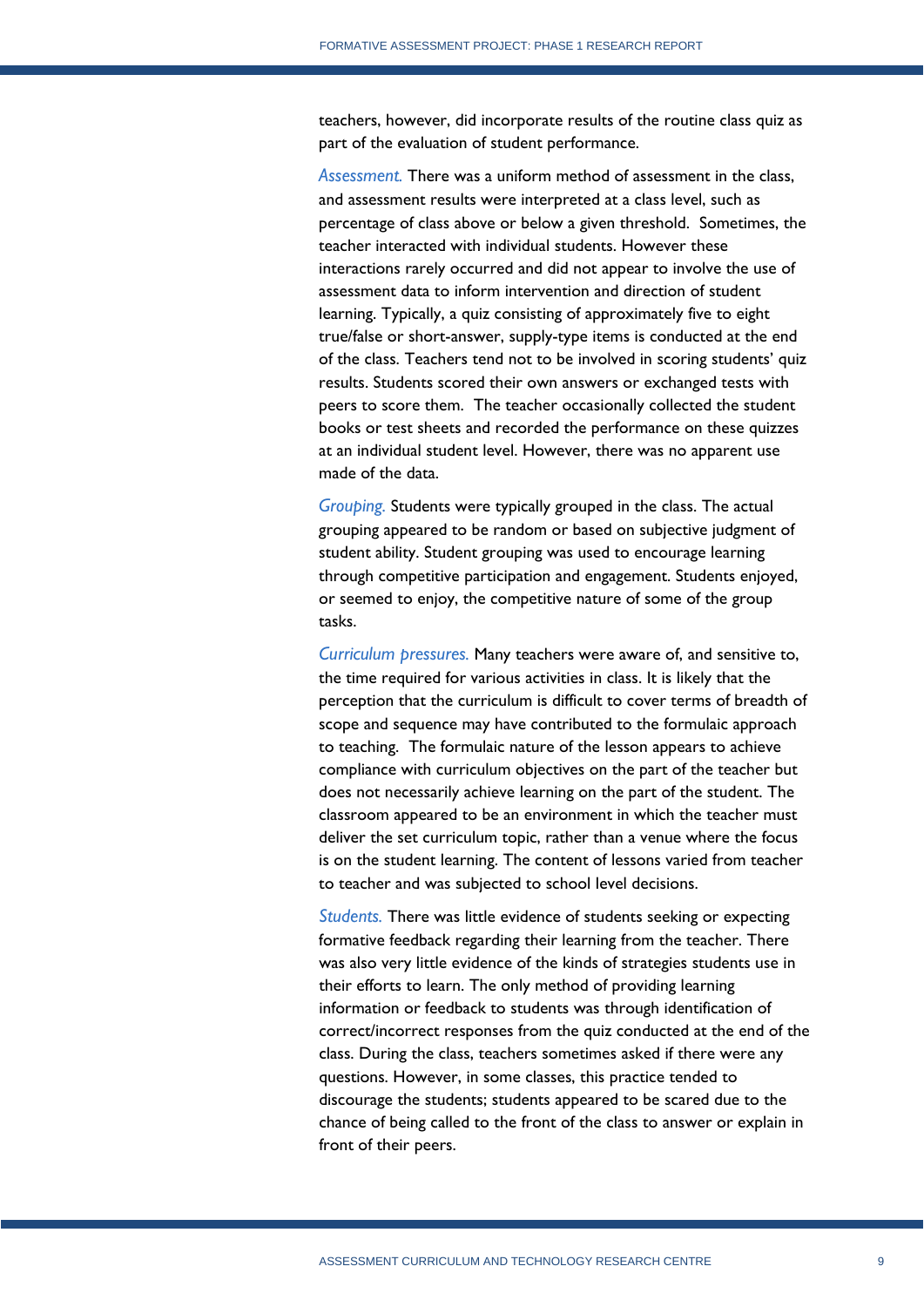teachers, however, did incorporate results of the routine class quiz as part of the evaluation of student performance.

*Assessment.* There was a uniform method of assessment in the class, and assessment results were interpreted at a class level, such as percentage of class above or below a given threshold. Sometimes, the teacher interacted with individual students. However these interactions rarely occurred and did not appear to involve the use of assessment data to inform intervention and direction of student learning. Typically, a quiz consisting of approximately five to eight true/false or short-answer, supply-type items is conducted at the end of the class. Teachers tend not to be involved in scoring students' quiz results. Students scored their own answers or exchanged tests with peers to score them. The teacher occasionally collected the student books or test sheets and recorded the performance on these quizzes at an individual student level. However, there was no apparent use made of the data.

*Grouping.* Students were typically grouped in the class. The actual grouping appeared to be random or based on subjective judgment of student ability. Student grouping was used to encourage learning through competitive participation and engagement. Students enjoyed, or seemed to enjoy, the competitive nature of some of the group tasks.

*Curriculum pressures.* Many teachers were aware of, and sensitive to, the time required for various activities in class. It is likely that the perception that the curriculum is difficult to cover terms of breadth of scope and sequence may have contributed to the formulaic approach to teaching. The formulaic nature of the lesson appears to achieve compliance with curriculum objectives on the part of the teacher but does not necessarily achieve learning on the part of the student. The classroom appeared to be an environment in which the teacher must deliver the set curriculum topic, rather than a venue where the focus is on the student learning. The content of lessons varied from teacher to teacher and was subjected to school level decisions.

*Students.* There was little evidence of students seeking or expecting formative feedback regarding their learning from the teacher. There was also very little evidence of the kinds of strategies students use in their efforts to learn. The only method of providing learning information or feedback to students was through identification of correct/incorrect responses from the quiz conducted at the end of the class. During the class, teachers sometimes asked if there were any questions. However, in some classes, this practice tended to discourage the students; students appeared to be scared due to the chance of being called to the front of the class to answer or explain in front of their peers.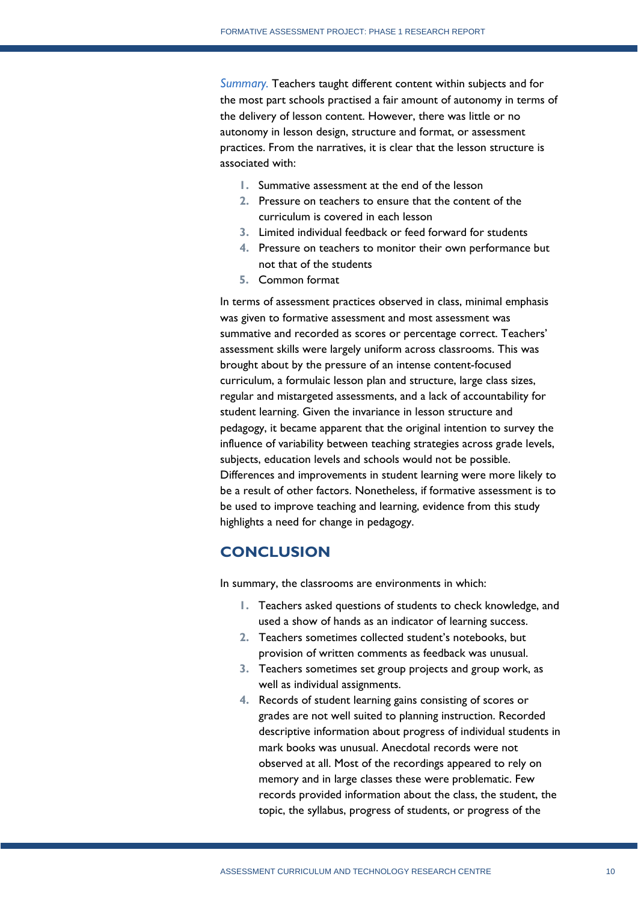*Summary.* Teachers taught different content within subjects and for the most part schools practised a fair amount of autonomy in terms of the delivery of lesson content. However, there was little or no autonomy in lesson design, structure and format, or assessment practices. From the narratives, it is clear that the lesson structure is associated with:

1. Summative assessment at the end of the lesson
2. Pressure on teachers to ensure that the content of the curriculum is covered in each lesson
3. Limited individual feedback or feed forward for students
4. Pressure on teachers to monitor their own performance but not that of the students
5. Common format

In terms of assessment practices observed in class, minimal emphasis was given to formative assessment and most assessment was summative and recorded as scores or percentage correct. Teachers' assessment skills were largely uniform across classrooms. This was brought about by the pressure of an intense content-focused curriculum, a formulaic lesson plan and structure, large class sizes, regular and mistargeted assessments, and a lack of accountability for student learning. Given the invariance in lesson structure and pedagogy, it became apparent that the original intention to survey the influence of variability between teaching strategies across grade levels, subjects, education levels and schools would not be possible. Differences and improvements in student learning were more likely to be a result of other factors. Nonetheless, if formative assessment is to be used to improve teaching and learning, evidence from this study highlights a need for change in pedagogy.

## CONCLUSION

In summary, the classrooms are environments in which:

1. Teachers asked questions of students to check knowledge, and used a show of hands as an indicator of learning success.
2. Teachers sometimes collected student's notebooks, but provision of written comments as feedback was unusual.
3. Teachers sometimes set group projects and group work, as well as individual assignments.
4. Records of student learning gains consisting of scores or grades are not well suited to planning instruction. Recorded descriptive information about progress of individual students in mark books was unusual. Anecdotal records were not observed at all. Most of the recordings appeared to rely on memory and in large classes these were problematic. Few records provided information about the class, the student, the topic, the syllabus, progress of students, or progress of the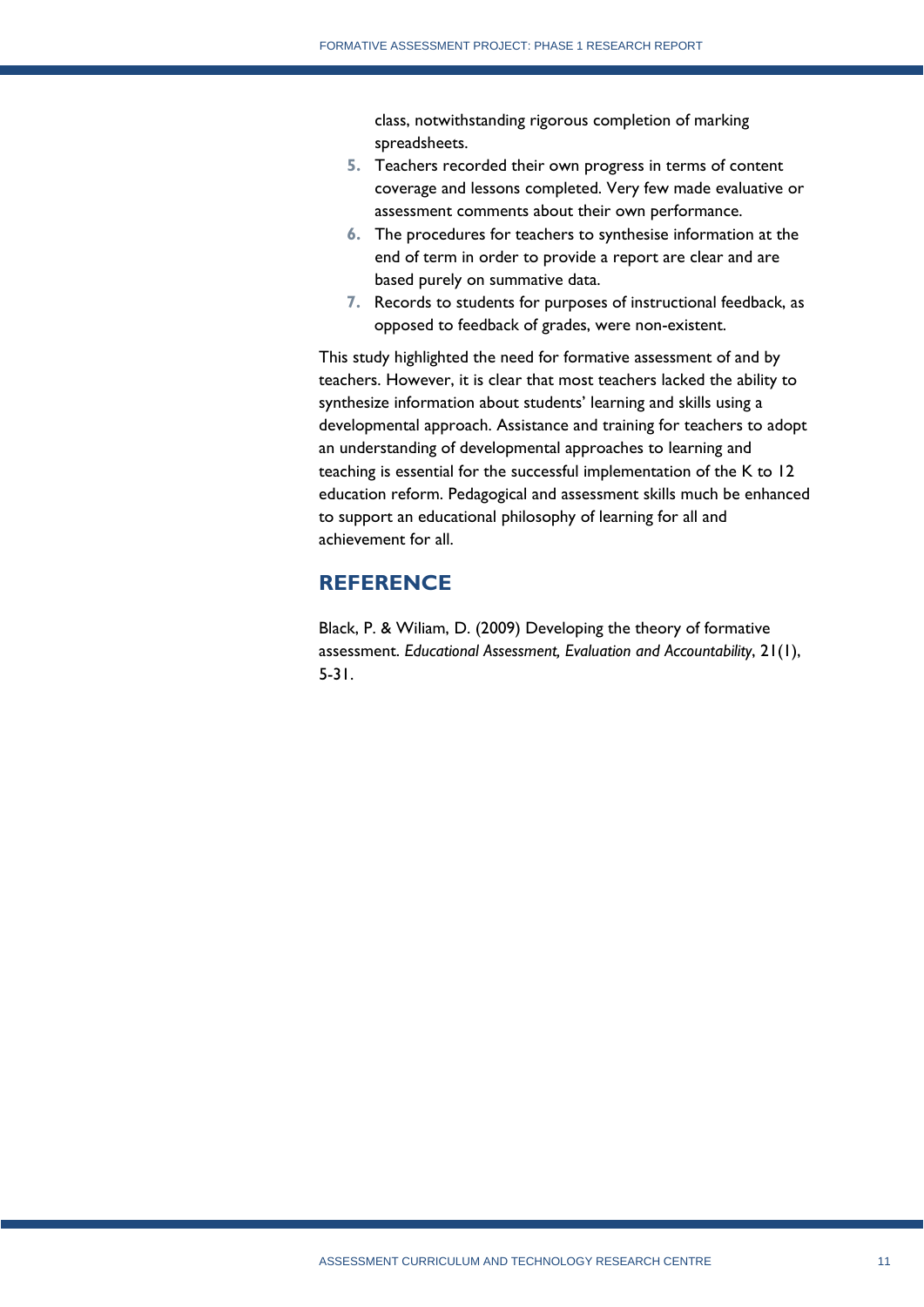class, notwithstanding rigorous completion of marking spreadsheets.

5. Teachers recorded their own progress in terms of content coverage and lessons completed. Very few made evaluative or assessment comments about their own performance.
6. The procedures for teachers to synthesise information at the end of term in order to provide a report are clear and are based purely on summative data.
7. Records to students for purposes of instructional feedback, as opposed to feedback of grades, were non-existent.

This study highlighted the need for formative assessment of and by teachers. However, it is clear that most teachers lacked the ability to synthesize information about students' learning and skills using a developmental approach. Assistance and training for teachers to adopt an understanding of developmental approaches to learning and teaching is essential for the successful implementation of the K to 12 education reform. Pedagogical and assessment skills much be enhanced to support an educational philosophy of learning for all and achievement for all.

## REFERENCE

Black, P. & Wiliam, D. (2009) Developing the theory of formative assessment. *Educational Assessment, Evaluation and Accountability*, 21(1), 5-31.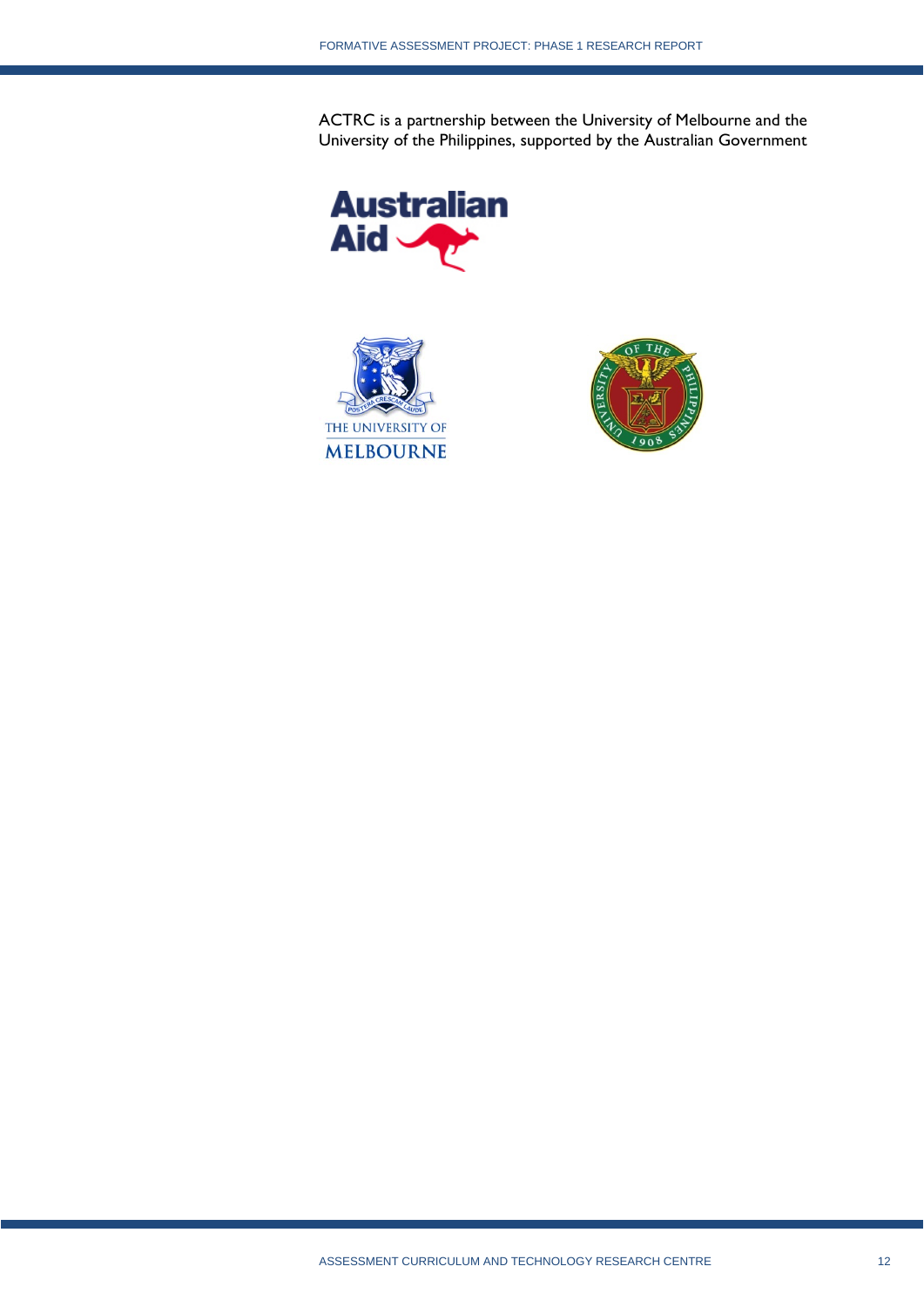ACTRC is a partnership between the University of Melbourne and the University of the Philippines, supported by the Australian Government